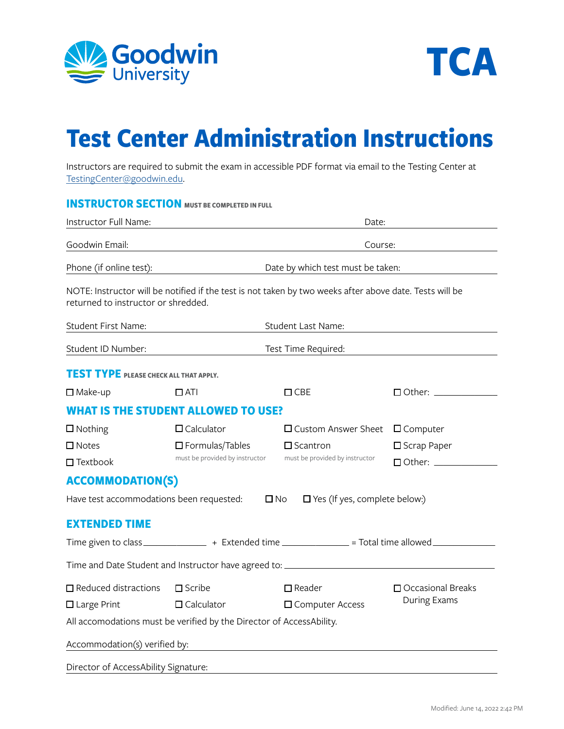Goodwin University

TCA

# Test Center Administration Instructions

Instructors are required to submit the exam in accessible PDF format via email to the Testing Center at TestingCenter@goodwin.edu.

## INSTRUCTOR SECTION MUST BE COMPLETED IN FULL

Instructor Full Name: ____________________ Date: ____________________

Goodwin Email: ____________________ Course: ____________________

Phone (if online test): ____________________ Date by which test must be taken: ____________________

NOTE: Instructor will be notified if the test is not taken by two weeks after above date. Tests will be returned to instructor or shredded.

Student First Name: ____________________ Student Last Name: ____________________

Student ID Number: ____________________ Test Time Required: ____________________

## TEST TYPE PLEASE CHECK ALL THAT APPLY.

☐ Make-up ☐ ATI ☐ CBE ☐ Other: ____________

## WHAT IS THE STUDENT ALLOWED TO USE?

☐ Nothing ☐ Calculator ☐ Custom Answer Sheet ☐ Computer

☐ Notes ☐ Formulas/Tables (must be provided by instructor) ☐ Scantron (must be provided by instructor) ☐ Scrap Paper

☐ Textbook ☐ Other: ____________

## ACCOMMODATION(S)

Have test accommodations been requested: ☐ No ☐ Yes (If yes, complete below:)

## EXTENDED TIME

Time given to class ____________ + Extended time ____________ = Total time allowed ____________

Time and Date Student and Instructor have agreed to: ____________________

☐ Reduced distractions ☐ Scribe ☐ Reader ☐ Occasional Breaks During Exams

☐ Large Print ☐ Calculator ☐ Computer Access

All accomodations must be verified by the Director of AccessAbility.

Accommodation(s) verified by: ____________________

Director of AccessAbility Signature: ____________________

Modified: June 14, 2022 2:42 PM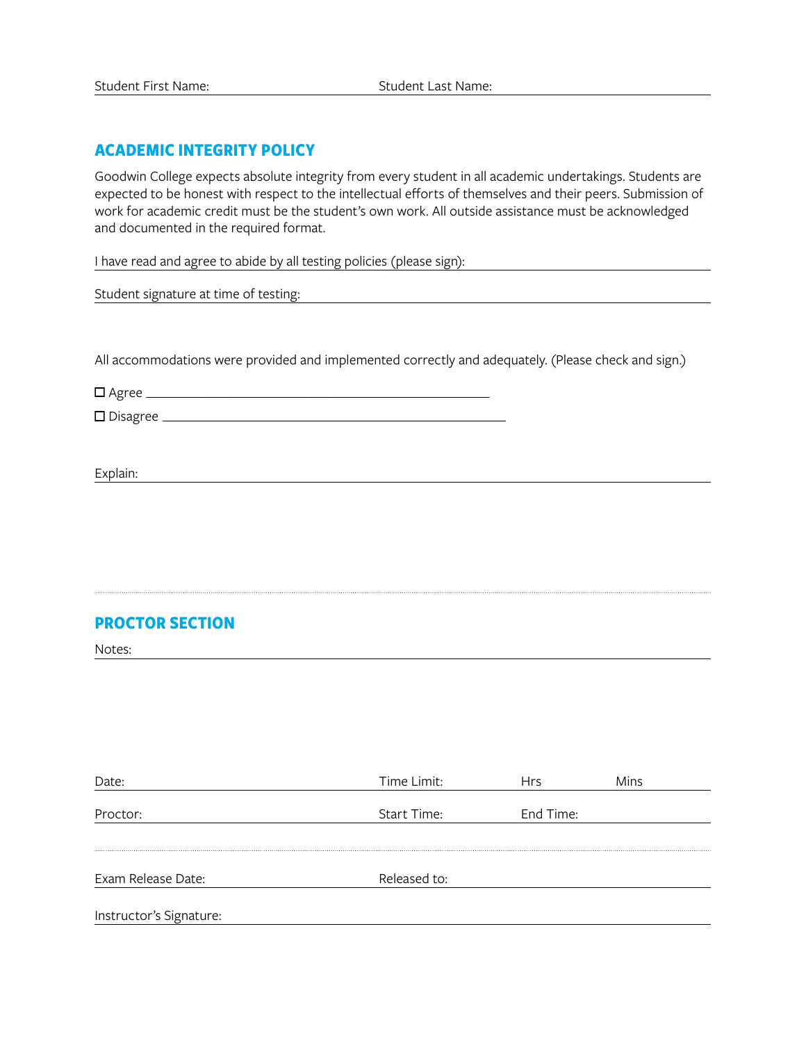Student First Name: ____________________ Student Last Name: ____________________

## ACADEMIC INTEGRITY POLICY

Goodwin College expects absolute integrity from every student in all academic undertakings. Students are expected to be honest with respect to the intellectual efforts of themselves and their peers. Submission of work for academic credit must be the student's own work. All outside assistance must be acknowledged and documented in the required format.

I have read and agree to abide by all testing policies (please sign): ____________________

Student signature at time of testing: ____________________

All accommodations were provided and implemented correctly and adequately. (Please check and sign.)

☐ Agree ____________________

☐ Disagree ____________________

Explain: ____________________

---

## PROCTOR SECTION

Notes: ____________________

Date: ____________________ Time Limit: ______ Hrs ______ Mins

Proctor: ____________________ Start Time: ______ End Time: ______

---

Exam Release Date: ____________________ Released to: ____________________

Instructor's Signature: ____________________